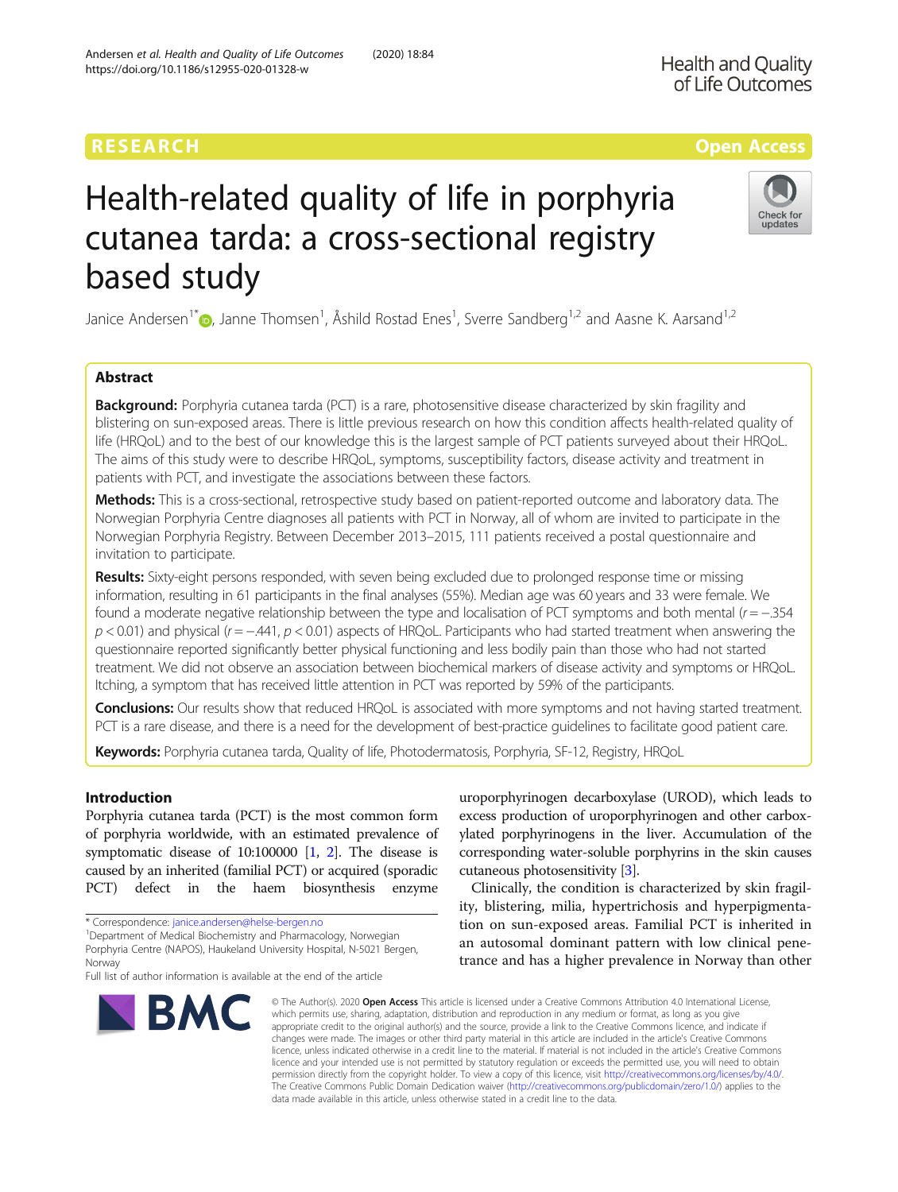RESEARCH

Open Access

# Health-related quality of life in porphyria cutanea tarda: a cross-sectional registry based study

Janice Andersen[1*], Janne Thomsen[1], Åshild Rostad Enes[1], Sverre Sandberg[1,2] and Aasne K. Aarsand[1,2]

## Abstract

**Background:** Porphyria cutanea tarda (PCT) is a rare, photosensitive disease characterized by skin fragility and blistering on sun-exposed areas. There is little previous research on how this condition affects health-related quality of life (HRQoL) and to the best of our knowledge this is the largest sample of PCT patients surveyed about their HRQoL. The aims of this study were to describe HRQoL, symptoms, susceptibility factors, disease activity and treatment in patients with PCT, and investigate the associations between these factors.

**Methods:** This is a cross-sectional, retrospective study based on patient-reported outcome and laboratory data. The Norwegian Porphyria Centre diagnoses all patients with PCT in Norway, all of whom are invited to participate in the Norwegian Porphyria Registry. Between December 2013–2015, 111 patients received a postal questionnaire and invitation to participate.

**Results:** Sixty-eight persons responded, with seven being excluded due to prolonged response time or missing information, resulting in 61 participants in the final analyses (55%). Median age was 60 years and 33 were female. We found a moderate negative relationship between the type and localisation of PCT symptoms and both mental ($r = -.354$ $p < 0.01$) and physical ($r = -.441$, $p < 0.01$) aspects of HRQoL. Participants who had started treatment when answering the questionnaire reported significantly better physical functioning and less bodily pain than those who had not started treatment. We did not observe an association between biochemical markers of disease activity and symptoms or HRQoL. Itching, a symptom that has received little attention in PCT was reported by 59% of the participants.

**Conclusions:** Our results show that reduced HRQoL is associated with more symptoms and not having started treatment. PCT is a rare disease, and there is a need for the development of best-practice guidelines to facilitate good patient care.

**Keywords:** Porphyria cutanea tarda, Quality of life, Photodermatosis, Porphyria, SF-12, Registry, HRQoL

## Introduction

Porphyria cutanea tarda (PCT) is the most common form of porphyria worldwide, with an estimated prevalence of symptomatic disease of 10:100000 [1, 2]. The disease is caused by an inherited (familial PCT) or acquired (sporadic PCT) defect in the haem biosynthesis enzyme uroporphyrinogen decarboxylase (UROD), which leads to excess production of uroporphyrinogen and other carboxylated porphyrinogens in the liver. Accumulation of the corresponding water-soluble porphyrins in the skin causes cutaneous photosensitivity [3].

Clinically, the condition is characterized by skin fragility, blistering, milia, hypertrichosis and hyperpigmentation on sun-exposed areas. Familial PCT is inherited in an autosomal dominant pattern with low clinical penetrance and has a higher prevalence in Norway than other

* Correspondence: janice.andersen@helse-bergen.no
[1]Department of Medical Biochemistry and Pharmacology, Norwegian Porphyria Centre (NAPOS), Haukeland University Hospital, N-5021 Bergen, Norway
Full list of author information is available at the end of the article

© The Author(s). 2020 **Open Access** This article is licensed under a Creative Commons Attribution 4.0 International License, which permits use, sharing, adaptation, distribution and reproduction in any medium or format, as long as you give appropriate credit to the original author(s) and the source, provide a link to the Creative Commons licence, and indicate if changes were made. The images or other third party material in this article are included in the article's Creative Commons licence, unless indicated otherwise in a credit line to the material. If material is not included in the article's Creative Commons licence and your intended use is not permitted by statutory regulation or exceeds the permitted use, you will need to obtain permission directly from the copyright holder. To view a copy of this licence, visit http://creativecommons.org/licenses/by/4.0/. The Creative Commons Public Domain Dedication waiver (http://creativecommons.org/publicdomain/zero/1.0/) applies to the data made available in this article, unless otherwise stated in a credit line to the data.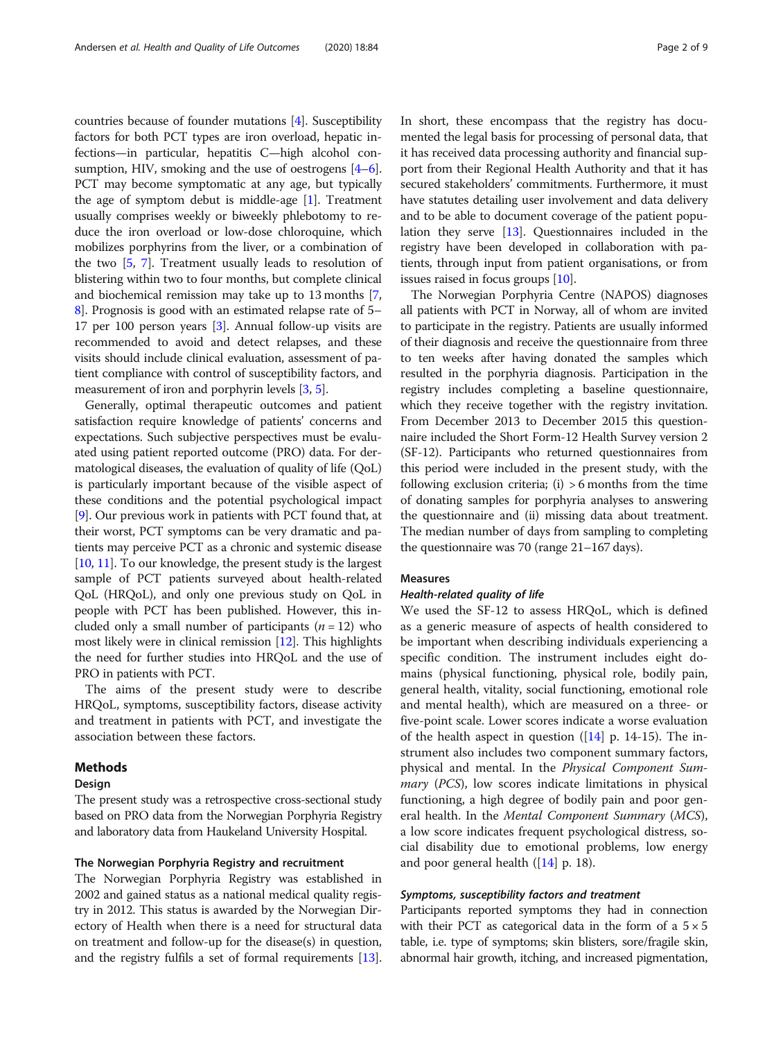countries because of founder mutations [4]. Susceptibility factors for both PCT types are iron overload, hepatic infections—in particular, hepatitis C—high alcohol consumption, HIV, smoking and the use of oestrogens [4–6]. PCT may become symptomatic at any age, but typically the age of symptom debut is middle-age [1]. Treatment usually comprises weekly or biweekly phlebotomy to reduce the iron overload or low-dose chloroquine, which mobilizes porphyrins from the liver, or a combination of the two [5, 7]. Treatment usually leads to resolution of blistering within two to four months, but complete clinical and biochemical remission may take up to 13 months [7, 8]. Prognosis is good with an estimated relapse rate of 5–17 per 100 person years [3]. Annual follow-up visits are recommended to avoid and detect relapses, and these visits should include clinical evaluation, assessment of patient compliance with control of susceptibility factors, and measurement of iron and porphyrin levels [3, 5].

Generally, optimal therapeutic outcomes and patient satisfaction require knowledge of patients' concerns and expectations. Such subjective perspectives must be evaluated using patient reported outcome (PRO) data. For dermatological diseases, the evaluation of quality of life (QoL) is particularly important because of the visible aspect of these conditions and the potential psychological impact [9]. Our previous work in patients with PCT found that, at their worst, PCT symptoms can be very dramatic and patients may perceive PCT as a chronic and systemic disease [10, 11]. To our knowledge, the present study is the largest sample of PCT patients surveyed about health-related QoL (HRQoL), and only one previous study on QoL in people with PCT has been published. However, this included only a small number of participants ($n = 12$) who most likely were in clinical remission [12]. This highlights the need for further studies into HRQoL and the use of PRO in patients with PCT.

The aims of the present study were to describe HRQoL, symptoms, susceptibility factors, disease activity and treatment in patients with PCT, and investigate the association between these factors.

## Methods

### Design

The present study was a retrospective cross-sectional study based on PRO data from the Norwegian Porphyria Registry and laboratory data from Haukeland University Hospital.

### The Norwegian Porphyria Registry and recruitment

The Norwegian Porphyria Registry was established in 2002 and gained status as a national medical quality registry in 2012. This status is awarded by the Norwegian Directory of Health when there is a need for structural data on treatment and follow-up for the disease(s) in question, and the registry fulfils a set of formal requirements [13]. In short, these encompass that the registry has documented the legal basis for processing of personal data, that it has received data processing authority and financial support from their Regional Health Authority and that it has secured stakeholders' commitments. Furthermore, it must have statutes detailing user involvement and data delivery and to be able to document coverage of the patient population they serve [13]. Questionnaires included in the registry have been developed in collaboration with patients, through input from patient organisations, or from issues raised in focus groups [10].

The Norwegian Porphyria Centre (NAPOS) diagnoses all patients with PCT in Norway, all of whom are invited to participate in the registry. Patients are usually informed of their diagnosis and receive the questionnaire from three to ten weeks after having donated the samples which resulted in the porphyria diagnosis. Participation in the registry includes completing a baseline questionnaire, which they receive together with the registry invitation. From December 2013 to December 2015 this questionnaire included the Short Form-12 Health Survey version 2 (SF-12). Participants who returned questionnaires from this period were included in the present study, with the following exclusion criteria; (i) > 6 months from the time of donating samples for porphyria analyses to answering the questionnaire and (ii) missing data about treatment. The median number of days from sampling to completing the questionnaire was 70 (range 21–167 days).

### Measures

#### *Health-related quality of life*

We used the SF-12 to assess HRQoL, which is defined as a generic measure of aspects of health considered to be important when describing individuals experiencing a specific condition. The instrument includes eight domains (physical functioning, physical role, bodily pain, general health, vitality, social functioning, emotional role and mental health), which are measured on a three- or five-point scale. Lower scores indicate a worse evaluation of the health aspect in question ([14] p. 14-15). The instrument also includes two component summary factors, physical and mental. In the *Physical Component Summary* (*PCS*), low scores indicate limitations in physical functioning, a high degree of bodily pain and poor general health. In the *Mental Component Summary* (*MCS*), a low score indicates frequent psychological distress, social disability due to emotional problems, low energy and poor general health ([14] p. 18).

#### *Symptoms, susceptibility factors and treatment*

Participants reported symptoms they had in connection with their PCT as categorical data in the form of a 5 × 5 table, i.e. type of symptoms; skin blisters, sore/fragile skin, abnormal hair growth, itching, and increased pigmentation,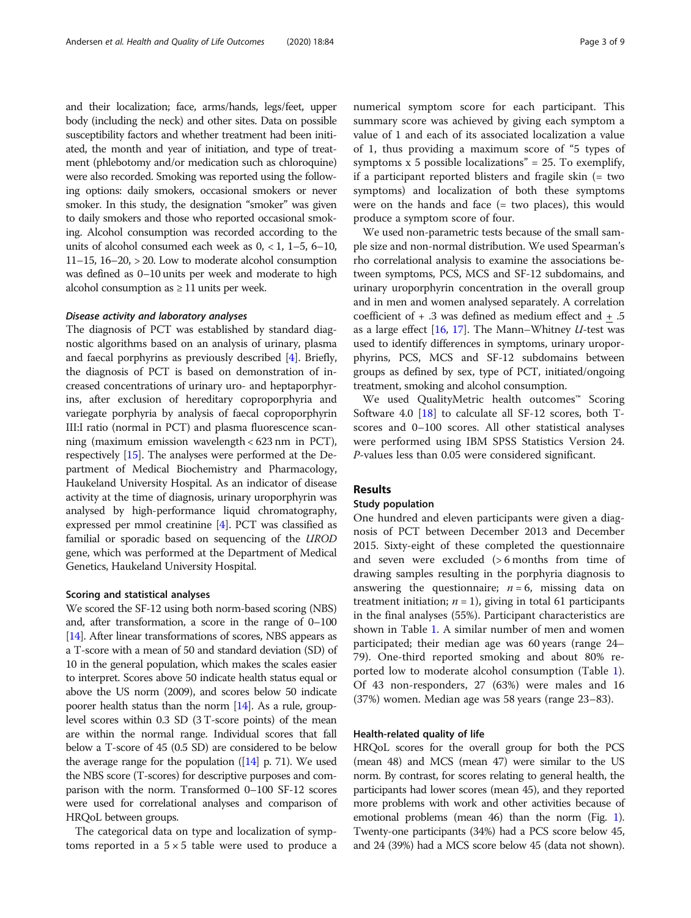and their localization; face, arms/hands, legs/feet, upper body (including the neck) and other sites. Data on possible susceptibility factors and whether treatment had been initiated, the month and year of initiation, and type of treatment (phlebotomy and/or medication such as chloroquine) were also recorded. Smoking was reported using the following options: daily smokers, occasional smokers or never smoker. In this study, the designation "smoker" was given to daily smokers and those who reported occasional smoking. Alcohol consumption was recorded according to the units of alcohol consumed each week as 0, < 1, 1–5, 6–10, 11–15, 16–20, > 20. Low to moderate alcohol consumption was defined as 0–10 units per week and moderate to high alcohol consumption as ≥ 11 units per week.

#### *Disease activity and laboratory analyses*

The diagnosis of PCT was established by standard diagnostic algorithms based on an analysis of urinary, plasma and faecal porphyrins as previously described [4]. Briefly, the diagnosis of PCT is based on demonstration of increased concentrations of urinary uro- and heptaporphyrins, after exclusion of hereditary coproporphyria and variegate porphyria by analysis of faecal coproporphyrin III:I ratio (normal in PCT) and plasma fluorescence scanning (maximum emission wavelength < 623 nm in PCT), respectively [15]. The analyses were performed at the Department of Medical Biochemistry and Pharmacology, Haukeland University Hospital. As an indicator of disease activity at the time of diagnosis, urinary uroporphyrin was analysed by high-performance liquid chromatography, expressed per mmol creatinine [4]. PCT was classified as familial or sporadic based on sequencing of the *UROD* gene, which was performed at the Department of Medical Genetics, Haukeland University Hospital.

### Scoring and statistical analyses

We scored the SF-12 using both norm-based scoring (NBS) and, after transformation, a score in the range of 0–100 [14]. After linear transformations of scores, NBS appears as a T-score with a mean of 50 and standard deviation (SD) of 10 in the general population, which makes the scales easier to interpret. Scores above 50 indicate health status equal or above the US norm (2009), and scores below 50 indicate poorer health status than the norm [14]. As a rule, group-level scores within 0.3 SD (3 T-score points) of the mean are within the normal range. Individual scores that fall below a T-score of 45 (0.5 SD) are considered to be below the average range for the population ([14] p. 71). We used the NBS score (T-scores) for descriptive purposes and comparison with the norm. Transformed 0–100 SF-12 scores were used for correlational analyses and comparison of HRQoL between groups.

The categorical data on type and localization of symptoms reported in a 5 × 5 table were used to produce a numerical symptom score for each participant. This summary score was achieved by giving each symptom a value of 1 and each of its associated localization a value of 1, thus providing a maximum score of "5 types of symptoms x 5 possible localizations" = 25. To exemplify, if a participant reported blisters and fragile skin (= two symptoms) and localization of both these symptoms were on the hands and face (= two places), this would produce a symptom score of four.

We used non-parametric tests because of the small sample size and non-normal distribution. We used Spearman's rho correlational analysis to examine the associations between symptoms, PCS, MCS and SF-12 subdomains, and urinary uroporphyrin concentration in the overall group and in men and women analysed separately. A correlation coefficient of + .3 was defined as medium effect and ± .5 as a large effect [16, 17]. The Mann–Whitney *U*-test was used to identify differences in symptoms, urinary uroporphyrins, PCS, MCS and SF-12 subdomains between groups as defined by sex, type of PCT, initiated/ongoing treatment, smoking and alcohol consumption.

We used QualityMetric health outcomes™ Scoring Software 4.0 [18] to calculate all SF-12 scores, both T-scores and 0–100 scores. All other statistical analyses were performed using IBM SPSS Statistics Version 24. *P*-values less than 0.05 were considered significant.

## Results

### Study population

One hundred and eleven participants were given a diagnosis of PCT between December 2013 and December 2015. Sixty-eight of these completed the questionnaire and seven were excluded (> 6 months from time of drawing samples resulting in the porphyria diagnosis to answering the questionnaire; *n* = 6, missing data on treatment initiation; *n* = 1), giving in total 61 participants in the final analyses (55%). Participant characteristics are shown in Table 1. A similar number of men and women participated; their median age was 60 years (range 24–79). One-third reported smoking and about 80% reported low to moderate alcohol consumption (Table 1). Of 43 non-responders, 27 (63%) were males and 16 (37%) women. Median age was 58 years (range 23–83).

### Health-related quality of life

HRQoL scores for the overall group for both the PCS (mean 48) and MCS (mean 47) were similar to the US norm. By contrast, for scores relating to general health, the participants had lower scores (mean 45), and they reported more problems with work and other activities because of emotional problems (mean 46) than the norm (Fig. 1). Twenty-one participants (34%) had a PCS score below 45, and 24 (39%) had a MCS score below 45 (data not shown).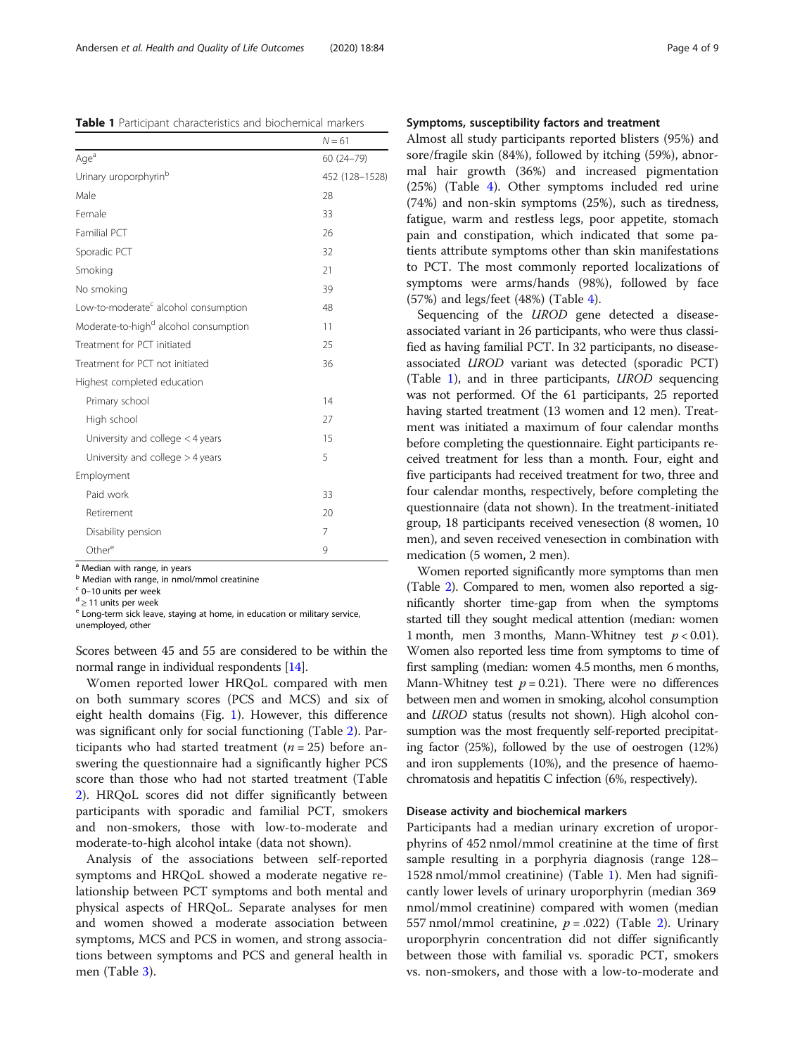**Table 1** Participant characteristics and biochemical markers

| | $N = 61$ |
|---|---|
| Age[a] | 60 (24–79) |
| Urinary uroporphyrin[b] | 452 (128–1528) |
| Male | 28 |
| Female | 33 |
| Familial PCT | 26 |
| Sporadic PCT | 32 |
| Smoking | 21 |
| No smoking | 39 |
| Low-to-moderate[c] alcohol consumption | 48 |
| Moderate-to-high[d] alcohol consumption | 11 |
| Treatment for PCT initiated | 25 |
| Treatment for PCT not initiated | 36 |
| Highest completed education | |
| Primary school | 14 |
| High school | 27 |
| University and college < 4 years | 15 |
| University and college > 4 years | 5 |
| Employment | |
| Paid work | 33 |
| Retirement | 20 |
| Disability pension | 7 |
| Other[e] | 9 |

[a] Median with range, in years
[b] Median with range, in nmol/mmol creatinine
[c] 0–10 units per week
[d] ≥ 11 units per week
[e] Long-term sick leave, staying at home, in education or military service, unemployed, other

Scores between 45 and 55 are considered to be within the normal range in individual respondents [14].

Women reported lower HRQoL compared with men on both summary scores (PCS and MCS) and six of eight health domains (Fig. 1). However, this difference was significant only for social functioning (Table 2). Participants who had started treatment ($n = 25$) before answering the questionnaire had a significantly higher PCS score than those who had not started treatment (Table 2). HRQoL scores did not differ significantly between participants with sporadic and familial PCT, smokers and non-smokers, those with low-to-moderate and moderate-to-high alcohol intake (data not shown).

Analysis of the associations between self-reported symptoms and HRQoL showed a moderate negative relationship between PCT symptoms and both mental and physical aspects of HRQoL. Separate analyses for men and women showed a moderate association between symptoms, MCS and PCS in women, and strong associations between symptoms and PCS and general health in men (Table 3).

### Symptoms, susceptibility factors and treatment

Almost all study participants reported blisters (95%) and sore/fragile skin (84%), followed by itching (59%), abnormal hair growth (36%) and increased pigmentation (25%) (Table 4). Other symptoms included red urine (74%) and non-skin symptoms (25%), such as tiredness, fatigue, warm and restless legs, poor appetite, stomach pain and constipation, which indicated that some patients attribute symptoms other than skin manifestations to PCT. The most commonly reported localizations of symptoms were arms/hands (98%), followed by face (57%) and legs/feet (48%) (Table 4).

Sequencing of the *UROD* gene detected a disease-associated variant in 26 participants, who were thus classified as having familial PCT. In 32 participants, no disease-associated *UROD* variant was detected (sporadic PCT) (Table 1), and in three participants, *UROD* sequencing was not performed. Of the 61 participants, 25 reported having started treatment (13 women and 12 men). Treatment was initiated a maximum of four calendar months before completing the questionnaire. Eight participants received treatment for less than a month. Four, eight and five participants had received treatment for two, three and four calendar months, respectively, before completing the questionnaire (data not shown). In the treatment-initiated group, 18 participants received venesection (8 women, 10 men), and seven received venesection in combination with medication (5 women, 2 men).

Women reported significantly more symptoms than men (Table 2). Compared to men, women also reported a significantly shorter time-gap from when the symptoms started till they sought medical attention (median: women 1 month, men 3 months, Mann-Whitney test $p < 0.01$). Women also reported less time from symptoms to time of first sampling (median: women 4.5 months, men 6 months, Mann-Whitney test $p = 0.21$). There were no differences between men and women in smoking, alcohol consumption and *UROD* status (results not shown). High alcohol consumption was the most frequently self-reported precipitating factor (25%), followed by the use of oestrogen (12%) and iron supplements (10%), and the presence of haemochromatosis and hepatitis C infection (6%, respectively).

### Disease activity and biochemical markers

Participants had a median urinary excretion of uroporphyrins of 452 nmol/mmol creatinine at the time of first sample resulting in a porphyria diagnosis (range 128–1528 nmol/mmol creatinine) (Table 1). Men had significantly lower levels of urinary uroporphyrin (median 369 nmol/mmol creatinine) compared with women (median 557 nmol/mmol creatinine, $p = .022$) (Table 2). Urinary uroporphyrin concentration did not differ significantly between those with familial vs. sporadic PCT, smokers vs. non-smokers, and those with a low-to-moderate and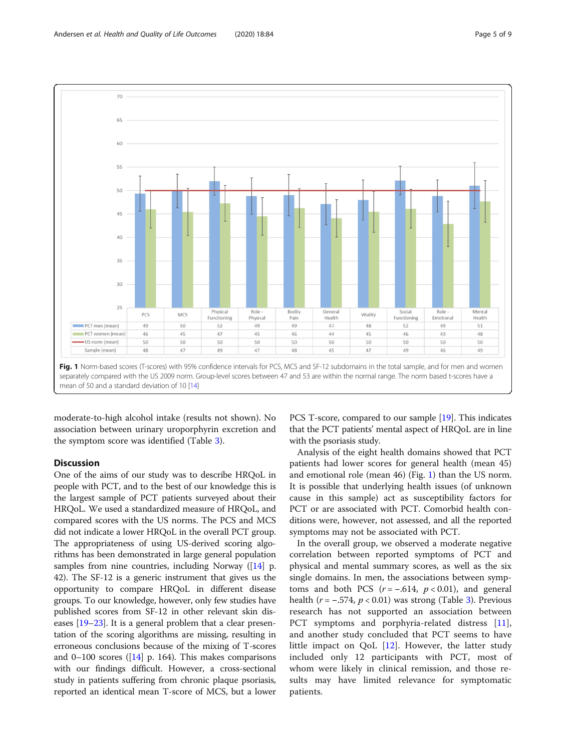| | PCS | MCS | Physical Functioning | Role - Physical | Bodily Pain | General Health | Vitality | Social Functioning | Role - Emotional | Mental Health |
|---|---|---|---|---|---|---|---|---|---|---|
| PCT men (mean) | 49 | 50 | 52 | 49 | 49 | 47 | 48 | 52 | 49 | 51 |
| PCT women (mean) | 46 | 45 | 47 | 45 | 46 | 44 | 45 | 46 | 43 | 48 |
| US norm (mean) | 50 | 50 | 50 | 50 | 50 | 50 | 50 | 50 | 50 | 50 |
| Sample (mean) | 48 | 47 | 49 | 47 | 48 | 45 | 47 | 49 | 46 | 49 |

**Fig. 1** Norm-based scores (T-scores) with 95% confidence intervals for PCS, MCS and SF-12 subdomains in the total sample, and for men and women separately compared with the US 2009 norm. Group-level scores between 47 and 53 are within the normal range. The norm based t-scores have a mean of 50 and a standard deviation of 10 [14]

moderate-to-high alcohol intake (results not shown). No association between urinary uroporphyrin excretion and the symptom score was identified (Table 3).

## Discussion

One of the aims of our study was to describe HRQoL in people with PCT, and to the best of our knowledge this is the largest sample of PCT patients surveyed about their HRQoL. We used a standardized measure of HRQoL, and compared scores with the US norms. The PCS and MCS did not indicate a lower HRQoL in the overall PCT group. The appropriateness of using US-derived scoring algorithms has been demonstrated in large general population samples from nine countries, including Norway ([14] p. 42). The SF-12 is a generic instrument that gives us the opportunity to compare HRQoL in different disease groups. To our knowledge, however, only few studies have published scores from SF-12 in other relevant skin diseases [19–23]. It is a general problem that a clear presentation of the scoring algorithms are missing, resulting in erroneous conclusions because of the mixing of T-scores and 0–100 scores ([14] p. 164). This makes comparisons with our findings difficult. However, a cross-sectional study in patients suffering from chronic plaque psoriasis, reported an identical mean T-score of MCS, but a lower PCS T-score, compared to our sample [19]. This indicates that the PCT patients' mental aspect of HRQoL are in line with the psoriasis study.

Analysis of the eight health domains showed that PCT patients had lower scores for general health (mean 45) and emotional role (mean 46) (Fig. 1) than the US norm. It is possible that underlying health issues (of unknown cause in this sample) act as susceptibility factors for PCT or are associated with PCT. Comorbid health conditions were, however, not assessed, and all the reported symptoms may not be associated with PCT.

In the overall group, we observed a moderate negative correlation between reported symptoms of PCT and physical and mental summary scores, as well as the six single domains. In men, the associations between symptoms and both PCS ($r = -.614$, $p < 0.01$), and general health ($r = -.574$, $p < 0.01$) was strong (Table 3). Previous research has not supported an association between PCT symptoms and porphyria-related distress [11], and another study concluded that PCT seems to have little impact on QoL [12]. However, the latter study included only 12 participants with PCT, most of whom were likely in clinical remission, and those results may have limited relevance for symptomatic patients.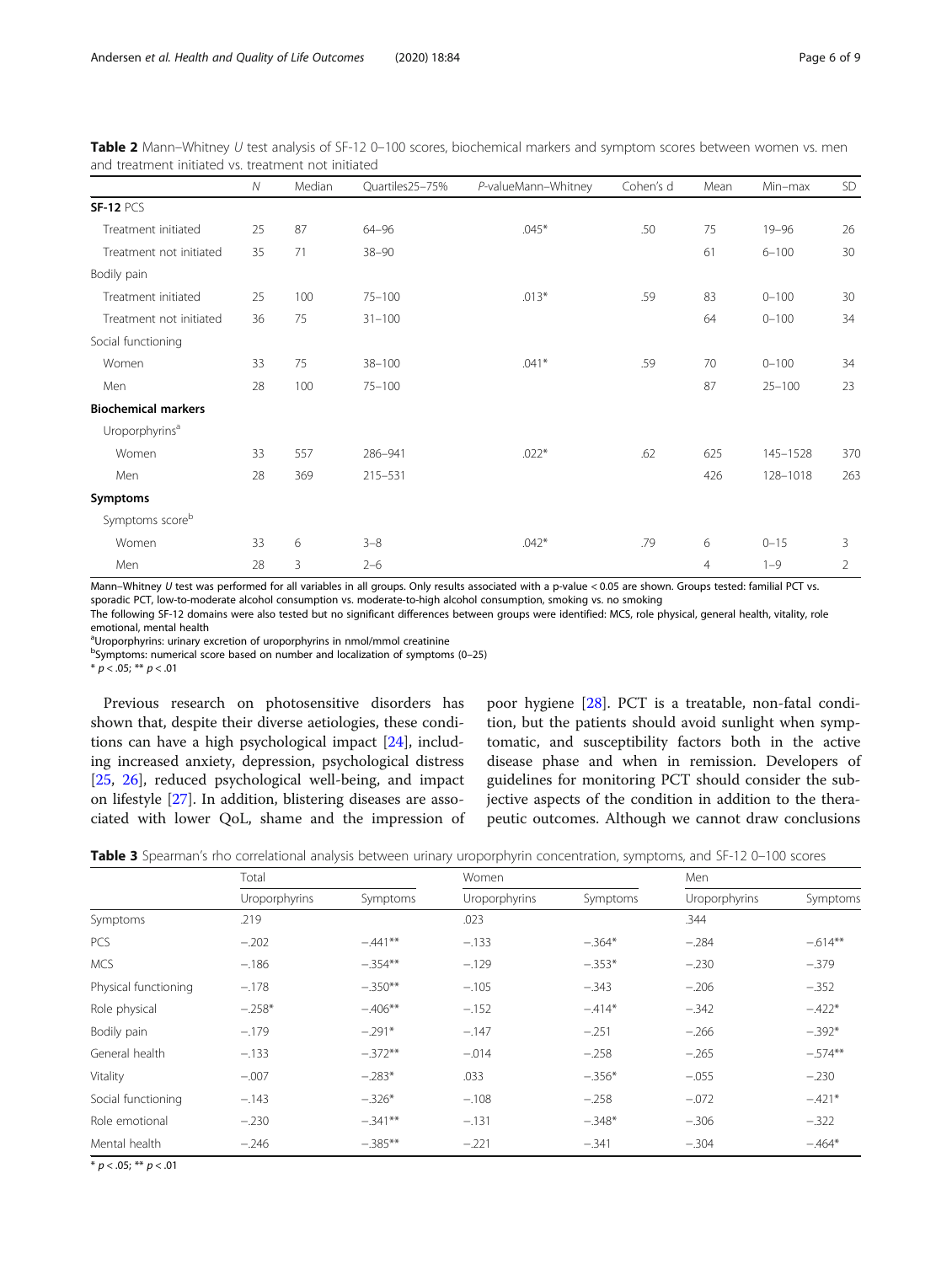**Table 2** Mann–Whitney *U* test analysis of SF-12 0–100 scores, biochemical markers and symptom scores between women vs. men and treatment initiated vs. treatment not initiated

| | *N* | Median | Quartiles25–75% | *P*-valueMann–Whitney | Cohen's d | Mean | Min–max | SD |
|---|---|---|---|---|---|---|---|---|
| **SF-12** PCS | | | | | | | | |
| Treatment initiated | 25 | 87 | 64–96 | .045* | .50 | 75 | 19–96 | 26 |
| Treatment not initiated | 35 | 71 | 38–90 | | | 61 | 6–100 | 30 |
| Bodily pain | | | | | | | | |
| Treatment initiated | 25 | 100 | 75–100 | .013* | .59 | 83 | 0–100 | 30 |
| Treatment not initiated | 36 | 75 | 31–100 | | | 64 | 0–100 | 34 |
| Social functioning | | | | | | | | |
| Women | 33 | 75 | 38–100 | .041* | .59 | 70 | 0–100 | 34 |
| Men | 28 | 100 | 75–100 | | | 87 | 25–100 | 23 |
| **Biochemical markers** | | | | | | | | |
| Uroporphyrins[a] | | | | | | | | |
| Women | 33 | 557 | 286–941 | .022* | .62 | 625 | 145–1528 | 370 |
| Men | 28 | 369 | 215–531 | | | 426 | 128–1018 | 263 |
| **Symptoms** | | | | | | | | |
| Symptoms score[b] | | | | | | | | |
| Women | 33 | 6 | 3–8 | .042* | .79 | 6 | 0–15 | 3 |
| Men | 28 | 3 | 2–6 | | | 4 | 1–9 | 2 |

Mann–Whitney *U* test was performed for all variables in all groups. Only results associated with a p-value < 0.05 are shown. Groups tested: familial PCT vs. sporadic PCT, low-to-moderate alcohol consumption vs. moderate-to-high alcohol consumption, smoking vs. no smoking

The following SF-12 domains were also tested but no significant differences between groups were identified: MCS, role physical, general health, vitality, role emotional, mental health

[a]Uroporphyrins: urinary excretion of uroporphyrins in nmol/mmol creatinine

[b]Symptoms: numerical score based on number and localization of symptoms (0–25)

* $p < .05$; ** $p < .01$

Previous research on photosensitive disorders has shown that, despite their diverse aetiologies, these conditions can have a high psychological impact [24], including increased anxiety, depression, psychological distress [25, 26], reduced psychological well-being, and impact on lifestyle [27]. In addition, blistering diseases are associated with lower QoL, shame and the impression of poor hygiene [28]. PCT is a treatable, non-fatal condition, but the patients should avoid sunlight when symptomatic, and susceptibility factors both in the active disease phase and when in remission. Developers of guidelines for monitoring PCT should consider the subjective aspects of the condition in addition to the therapeutic outcomes. Although we cannot draw conclusions

**Table 3** Spearman's rho correlational analysis between urinary uroporphyrin concentration, symptoms, and SF-12 0–100 scores

| | Total | | Women | | Men | |
|---|---|---|---|---|---|---|
| | Uroporphyrins | Symptoms | Uroporphyrins | Symptoms | Uroporphyrins | Symptoms |
| Symptoms | .219 | | .023 | | .344 | |
| PCS | −.202 | −.441** | −.133 | −.364* | −.284 | −.614** |
| MCS | −.186 | −.354** | −.129 | −.353* | −.230 | −.379 |
| Physical functioning | −.178 | −.350** | −.105 | −.343 | −.206 | −.352 |
| Role physical | −.258* | −.406** | −.152 | −.414* | −.342 | −.422* |
| Bodily pain | −.179 | −.291* | −.147 | −.251 | −.266 | −.392* |
| General health | −.133 | −.372** | −.014 | −.258 | −.265 | −.574** |
| Vitality | −.007 | −.283* | .033 | −.356* | −.055 | −.230 |
| Social functioning | −.143 | −.326* | −.108 | −.258 | −.072 | −.421* |
| Role emotional | −.230 | −.341** | −.131 | −.348* | −.306 | −.322 |
| Mental health | −.246 | −.385** | −.221 | −.341 | −.304 | −.464* |

* $p < .05$; ** $p < .01$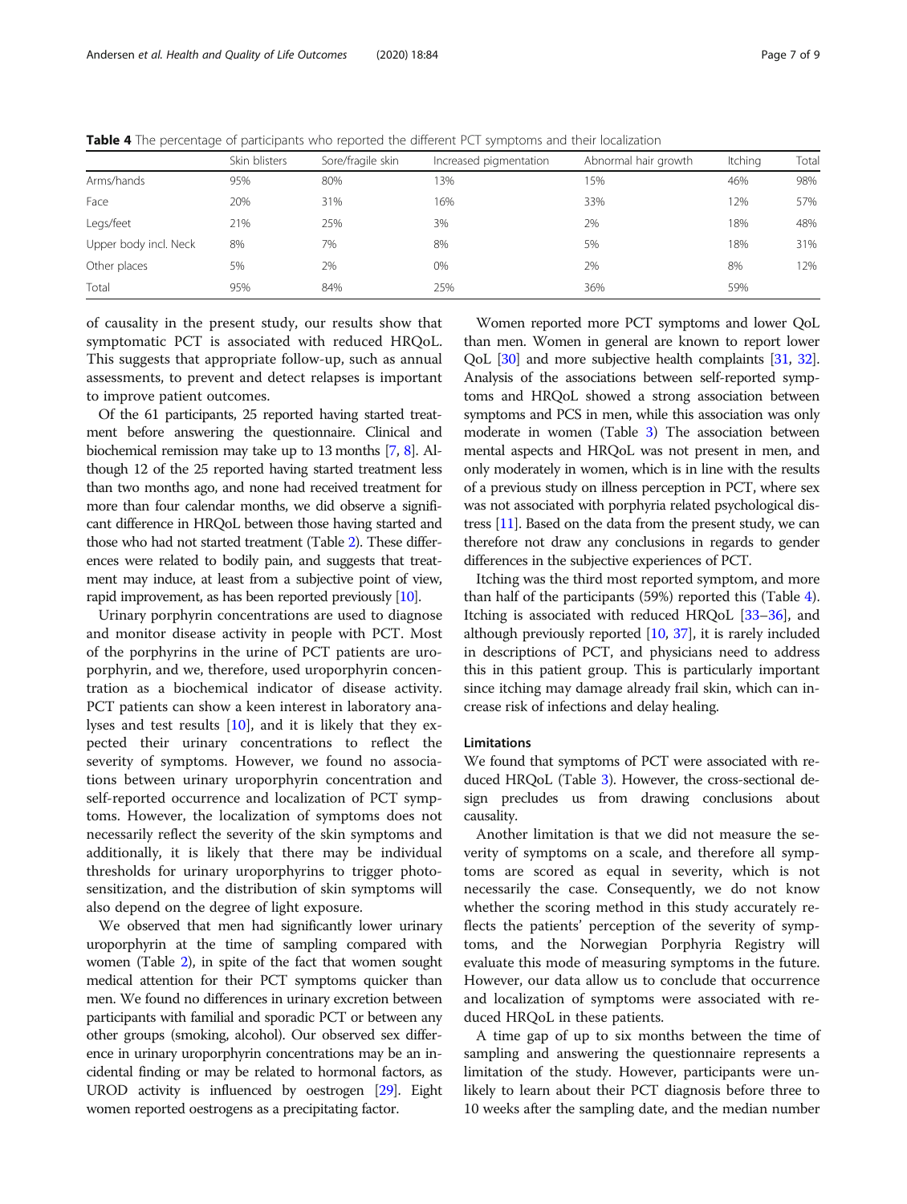**Table 4** The percentage of participants who reported the different PCT symptoms and their localization

| | Skin blisters | Sore/fragile skin | Increased pigmentation | Abnormal hair growth | Itching | Total |
|---|---|---|---|---|---|---|
| Arms/hands | 95% | 80% | 13% | 15% | 46% | 98% |
| Face | 20% | 31% | 16% | 33% | 12% | 57% |
| Legs/feet | 21% | 25% | 3% | 2% | 18% | 48% |
| Upper body incl. Neck | 8% | 7% | 8% | 5% | 18% | 31% |
| Other places | 5% | 2% | 0% | 2% | 8% | 12% |
| Total | 95% | 84% | 25% | 36% | 59% | |

of causality in the present study, our results show that symptomatic PCT is associated with reduced HRQoL. This suggests that appropriate follow-up, such as annual assessments, to prevent and detect relapses is important to improve patient outcomes.

Of the 61 participants, 25 reported having started treatment before answering the questionnaire. Clinical and biochemical remission may take up to 13 months [7, 8]. Although 12 of the 25 reported having started treatment less than two months ago, and none had received treatment for more than four calendar months, we did observe a significant difference in HRQoL between those having started and those who had not started treatment (Table 2). These differences were related to bodily pain, and suggests that treatment may induce, at least from a subjective point of view, rapid improvement, as has been reported previously [10].

Urinary porphyrin concentrations are used to diagnose and monitor disease activity in people with PCT. Most of the porphyrins in the urine of PCT patients are uroporphyrin, and we, therefore, used uroporphyrin concentration as a biochemical indicator of disease activity. PCT patients can show a keen interest in laboratory analyses and test results [10], and it is likely that they expected their urinary concentrations to reflect the severity of symptoms. However, we found no associations between urinary uroporphyrin concentration and self-reported occurrence and localization of PCT symptoms. However, the localization of symptoms does not necessarily reflect the severity of the skin symptoms and additionally, it is likely that there may be individual thresholds for urinary uroporphyrins to trigger photosensitization, and the distribution of skin symptoms will also depend on the degree of light exposure.

We observed that men had significantly lower urinary uroporphyrin at the time of sampling compared with women (Table 2), in spite of the fact that women sought medical attention for their PCT symptoms quicker than men. We found no differences in urinary excretion between participants with familial and sporadic PCT or between any other groups (smoking, alcohol). Our observed sex difference in urinary uroporphyrin concentrations may be an incidental finding or may be related to hormonal factors, as UROD activity is influenced by oestrogen [29]. Eight women reported oestrogens as a precipitating factor.

Women reported more PCT symptoms and lower QoL than men. Women in general are known to report lower QoL [30] and more subjective health complaints [31, 32]. Analysis of the associations between self-reported symptoms and HRQoL showed a strong association between symptoms and PCS in men, while this association was only moderate in women (Table 3) The association between mental aspects and HRQoL was not present in men, and only moderately in women, which is in line with the results of a previous study on illness perception in PCT, where sex was not associated with porphyria related psychological distress [11]. Based on the data from the present study, we can therefore not draw any conclusions in regards to gender differences in the subjective experiences of PCT.

Itching was the third most reported symptom, and more than half of the participants (59%) reported this (Table 4). Itching is associated with reduced HRQoL [33–36], and although previously reported [10, 37], it is rarely included in descriptions of PCT, and physicians need to address this in this patient group. This is particularly important since itching may damage already frail skin, which can increase risk of infections and delay healing.

### Limitations

We found that symptoms of PCT were associated with reduced HRQoL (Table 3). However, the cross-sectional design precludes us from drawing conclusions about causality.

Another limitation is that we did not measure the severity of symptoms on a scale, and therefore all symptoms are scored as equal in severity, which is not necessarily the case. Consequently, we do not know whether the scoring method in this study accurately reflects the patients' perception of the severity of symptoms, and the Norwegian Porphyria Registry will evaluate this mode of measuring symptoms in the future. However, our data allow us to conclude that occurrence and localization of symptoms were associated with reduced HRQoL in these patients.

A time gap of up to six months between the time of sampling and answering the questionnaire represents a limitation of the study. However, participants were unlikely to learn about their PCT diagnosis before three to 10 weeks after the sampling date, and the median number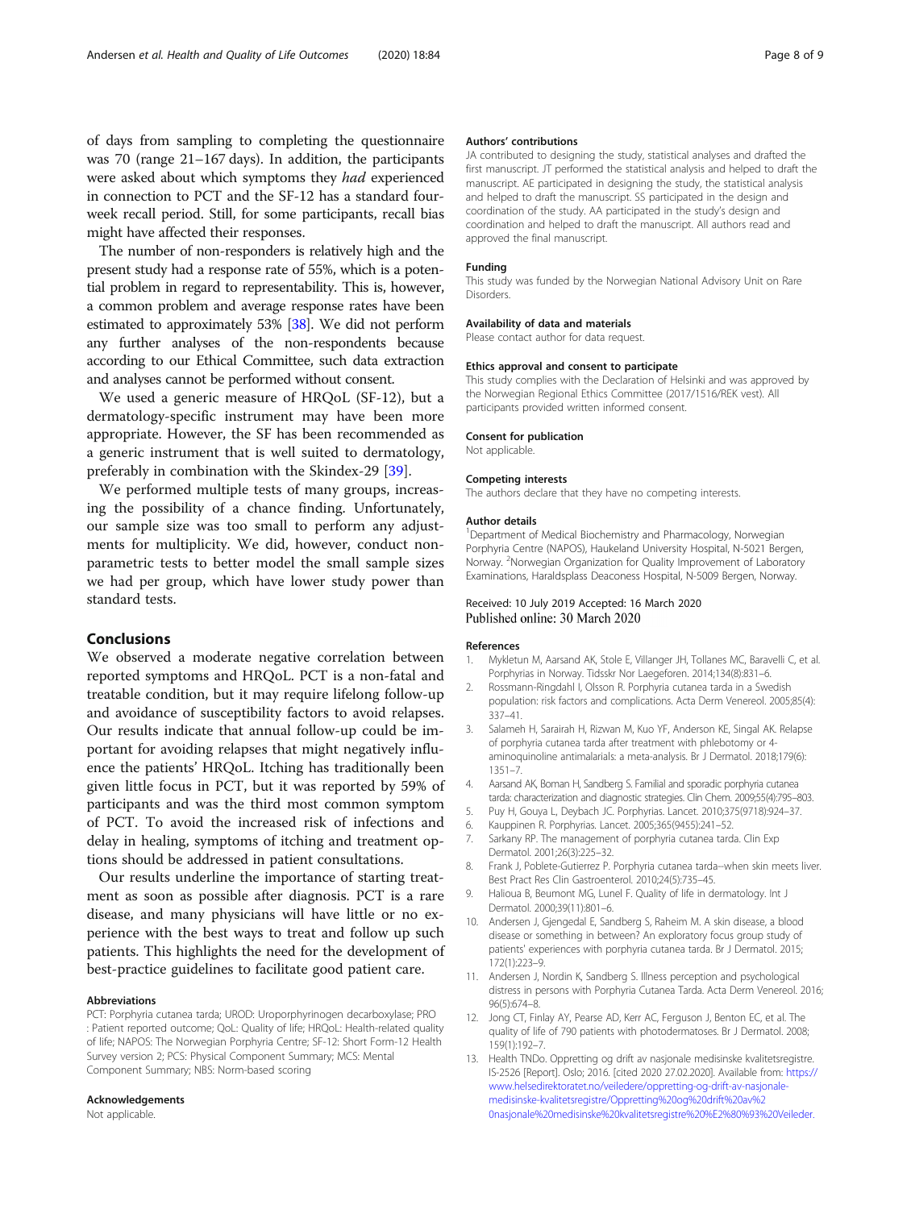of days from sampling to completing the questionnaire was 70 (range 21–167 days). In addition, the participants were asked about which symptoms they *had* experienced in connection to PCT and the SF-12 has a standard four-week recall period. Still, for some participants, recall bias might have affected their responses.

The number of non-responders is relatively high and the present study had a response rate of 55%, which is a potential problem in regard to representability. This is, however, a common problem and average response rates have been estimated to approximately 53% [38]. We did not perform any further analyses of the non-respondents because according to our Ethical Committee, such data extraction and analyses cannot be performed without consent.

We used a generic measure of HRQoL (SF-12), but a dermatology-specific instrument may have been more appropriate. However, the SF has been recommended as a generic instrument that is well suited to dermatology, preferably in combination with the Skindex-29 [39].

We performed multiple tests of many groups, increasing the possibility of a chance finding. Unfortunately, our sample size was too small to perform any adjustments for multiplicity. We did, however, conduct non-parametric tests to better model the small sample sizes we had per group, which have lower study power than standard tests.

## Conclusions

We observed a moderate negative correlation between reported symptoms and HRQoL. PCT is a non-fatal and treatable condition, but it may require lifelong follow-up and avoidance of susceptibility factors to avoid relapses. Our results indicate that annual follow-up could be important for avoiding relapses that might negatively influence the patients' HRQoL. Itching has traditionally been given little focus in PCT, but it was reported by 59% of participants and was the third most common symptom of PCT. To avoid the increased risk of infections and delay in healing, symptoms of itching and treatment options should be addressed in patient consultations.

Our results underline the importance of starting treatment as soon as possible after diagnosis. PCT is a rare disease, and many physicians will have little or no experience with the best ways to treat and follow up such patients. This highlights the need for the development of best-practice guidelines to facilitate good patient care.

#### Abbreviations

PCT: Porphyria cutanea tarda; UROD: Uroporphyrinogen decarboxylase; PRO : Patient reported outcome; QoL: Quality of life; HRQoL: Health-related quality of life; NAPOS: The Norwegian Porphyria Centre; SF-12: Short Form-12 Health Survey version 2; PCS: Physical Component Summary; MCS: Mental Component Summary; NBS: Norm-based scoring

#### Acknowledgements

Not applicable.

#### Authors' contributions

JA contributed to designing the study, statistical analyses and drafted the first manuscript. JT performed the statistical analysis and helped to draft the manuscript. AE participated in designing the study, the statistical analysis and helped to draft the manuscript. SS participated in the design and coordination of the study. AA participated in the study's design and coordination and helped to draft the manuscript. All authors read and approved the final manuscript.

#### Funding

This study was funded by the Norwegian National Advisory Unit on Rare Disorders.

#### Availability of data and materials

Please contact author for data request.

#### Ethics approval and consent to participate

This study complies with the Declaration of Helsinki and was approved by the Norwegian Regional Ethics Committee (2017/1516/REK vest). All participants provided written informed consent.

#### Consent for publication

Not applicable.

#### Competing interests

The authors declare that they have no competing interests.

#### Author details

[1]Department of Medical Biochemistry and Pharmacology, Norwegian Porphyria Centre (NAPOS), Haukeland University Hospital, N-5021 Bergen, Norway. [2]Norwegian Organization for Quality Improvement of Laboratory Examinations, Haraldsplass Deaconess Hospital, N-5009 Bergen, Norway.

Received: 10 July 2019 Accepted: 16 March 2020
Published online: 30 March 2020

#### References

1. Mykletun M, Aarsand AK, Stole E, Villanger JH, Tollanes MC, Baravelli C, et al. Porphyrias in Norway. Tidsskr Nor Laegeforen. 2014;134(8):831–6.
2. Rossmann-Ringdahl I, Olsson R. Porphyria cutanea tarda in a Swedish population: risk factors and complications. Acta Derm Venereol. 2005;85(4): 337–41.
3. Salameh H, Sarairah H, Rizwan M, Kuo YF, Anderson KE, Singal AK. Relapse of porphyria cutanea tarda after treatment with phlebotomy or 4-aminoquinoline antimalarials: a meta-analysis. Br J Dermatol. 2018;179(6): 1351–7.
4. Aarsand AK, Boman H, Sandberg S. Familial and sporadic porphyria cutanea tarda: characterization and diagnostic strategies. Clin Chem. 2009;55(4):795–803.
5. Puy H, Gouya L, Deybach JC. Porphyrias. Lancet. 2010;375(9718):924–37.
6. Kauppinen R. Porphyrias. Lancet. 2005;365(9455):241–52.
7. Sarkany RP. The management of porphyria cutanea tarda. Clin Exp Dermatol. 2001;26(3):225–32.
8. Frank J, Poblete-Gutierrez P. Porphyria cutanea tarda--when skin meets liver. Best Pract Res Clin Gastroenterol. 2010;24(5):735–45.
9. Halioua B, Beumont MG, Lunel F. Quality of life in dermatology. Int J Dermatol. 2000;39(11):801–6.
10. Andersen J, Gjengedal E, Sandberg S, Raheim M. A skin disease, a blood disease or something in between? An exploratory focus group study of patients' experiences with porphyria cutanea tarda. Br J Dermatol. 2015; 172(1):223–9.
11. Andersen J, Nordin K, Sandberg S. Illness perception and psychological distress in persons with Porphyria Cutanea Tarda. Acta Derm Venereol. 2016; 96(5):674–8.
12. Jong CT, Finlay AY, Pearse AD, Kerr AC, Ferguson J, Benton EC, et al. The quality of life of 790 patients with photodermatoses. Br J Dermatol. 2008; 159(1):192–7.
13. Health TNDo. Oppretting og drift av nasjonale medisinske kvalitetsregistre. IS-2526 [Report]. Oslo; 2016. [cited 2020 27.02.2020]. Available from: https://www.helsedirektoratet.no/veiledere/oppretting-og-drift-av-nasjonale-medisinske-kvalitetsregistre/Oppretting%20og%20drift%20av%20nasjonale%20medisinske%20kvalitetsregistre%20%E2%80%93%20Veileder.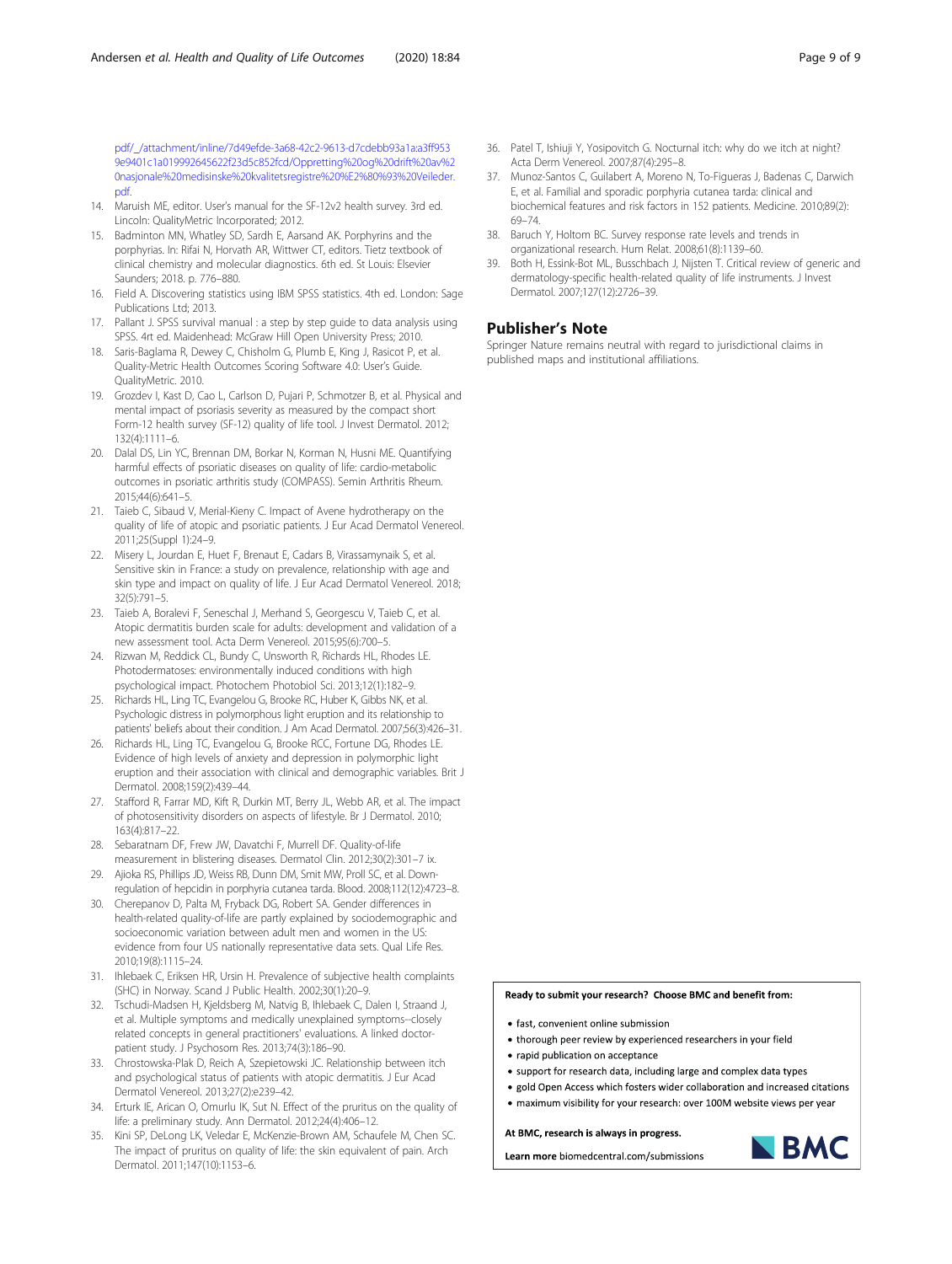pdf/_/attachment/inline/7d49efde-3a68-42c2-9613-d7cdebb93a1a:a3ff9539e9401c1a019992645622f23d5c852fcd/Oppretting%20og%20drift%20av%20nasjonale%20medisinske%20kvalitetsregistre%20%E2%80%93%20Veileder.pdf.

14. Maruish ME, editor. User's manual for the SF-12v2 health survey. 3rd ed. Lincoln: QualityMetric Incorporated; 2012.
15. Badminton MN, Whatley SD, Sardh E, Aarsand AK. Porphyrins and the porphyrias. In: Rifai N, Horvath AR, Wittwer CT, editors. Tietz textbook of clinical chemistry and molecular diagnostics. 6th ed. St Louis: Elsevier Saunders; 2018. p. 776–880.
16. Field A. Discovering statistics using IBM SPSS statistics. 4th ed. London: Sage Publications Ltd; 2013.
17. Pallant J. SPSS survival manual : a step by step guide to data analysis using SPSS. 4rt ed. Maidenhead: McGraw Hill Open University Press; 2010.
18. Saris-Baglama R, Dewey C, Chisholm G, Plumb E, King J, Rasicot P, et al. Quality-Metric Health Outcomes Scoring Software 4.0: User's Guide. QualityMetric. 2010.
19. Grozdev I, Kast D, Cao L, Carlson D, Pujari P, Schmotzer B, et al. Physical and mental impact of psoriasis severity as measured by the compact short Form-12 health survey (SF-12) quality of life tool. J Invest Dermatol. 2012; 132(4):1111–6.
20. Dalal DS, Lin YC, Brennan DM, Borkar N, Korman N, Husni ME. Quantifying harmful effects of psoriatic diseases on quality of life: cardio-metabolic outcomes in psoriatic arthritis study (COMPASS). Semin Arthritis Rheum. 2015;44(6):641–5.
21. Taieb C, Sibaud V, Merial-Kieny C. Impact of Avene hydrotherapy on the quality of life of atopic and psoriatic patients. J Eur Acad Dermatol Venereol. 2011;25(Suppl 1):24–9.
22. Misery L, Jourdan E, Huet F, Brenaut E, Cadars B, Virassamynaik S, et al. Sensitive skin in France: a study on prevalence, relationship with age and skin type and impact on quality of life. J Eur Acad Dermatol Venereol. 2018; 32(5):791–5.
23. Taieb A, Boralevi F, Seneschal J, Merhand S, Georgescu V, Taieb C, et al. Atopic dermatitis burden scale for adults: development and validation of a new assessment tool. Acta Derm Venereol. 2015;95(6):700–5.
24. Rizwan M, Reddick CL, Bundy C, Unsworth R, Richards HL, Rhodes LE. Photodermatoses: environmentally induced conditions with high psychological impact. Photochem Photobiol Sci. 2013;12(1):182–9.
25. Richards HL, Ling TC, Evangelou G, Brooke RC, Huber K, Gibbs NK, et al. Psychologic distress in polymorphous light eruption and its relationship to patients' beliefs about their condition. J Am Acad Dermatol. 2007;56(3):426–31.
26. Richards HL, Ling TC, Evangelou G, Brooke RCC, Fortune DG, Rhodes LE. Evidence of high levels of anxiety and depression in polymorphic light eruption and their association with clinical and demographic variables. Brit J Dermatol. 2008;159(2):439–44.
27. Stafford R, Farrar MD, Kift R, Durkin MT, Berry JL, Webb AR, et al. The impact of photosensitivity disorders on aspects of lifestyle. Br J Dermatol. 2010; 163(4):817–22.
28. Sebaratnam DF, Frew JW, Davatchi F, Murrell DF. Quality-of-life measurement in blistering diseases. Dermatol Clin. 2012;30(2):301–7 ix.
29. Ajioka RS, Phillips JD, Weiss RB, Dunn DM, Smit MW, Proll SC, et al. Down-regulation of hepcidin in porphyria cutanea tarda. Blood. 2008;112(12):4723–8.
30. Cherepanov D, Palta M, Fryback DG, Robert SA. Gender differences in health-related quality-of-life are partly explained by sociodemographic and socioeconomic variation between adult men and women in the US: evidence from four US nationally representative data sets. Qual Life Res. 2010;19(8):1115–24.
31. Ihlebaek C, Eriksen HR, Ursin H. Prevalence of subjective health complaints (SHC) in Norway. Scand J Public Health. 2002;30(1):20–9.
32. Tschudi-Madsen H, Kjeldsberg M, Natvig B, Ihlebaek C, Dalen I, Straand J, et al. Multiple symptoms and medically unexplained symptoms--closely related concepts in general practitioners' evaluations. A linked doctor-patient study. J Psychosom Res. 2013;74(3):186–90.
33. Chrostowska-Plak D, Reich A, Szepietowski JC. Relationship between itch and psychological status of patients with atopic dermatitis. J Eur Acad Dermatol Venereol. 2013;27(2):e239–42.
34. Erturk IE, Arican O, Omurlu IK, Sut N. Effect of the pruritus on the quality of life: a preliminary study. Ann Dermatol. 2012;24(4):406–12.
35. Kini SP, DeLong LK, Veledar E, McKenzie-Brown AM, Schaufele M, Chen SC. The impact of pruritus on quality of life: the skin equivalent of pain. Arch Dermatol. 2011;147(10):1153–6.
36. Patel T, Ishiuji Y, Yosipovitch G. Nocturnal itch: why do we itch at night? Acta Derm Venereol. 2007;87(4):295–8.
37. Munoz-Santos C, Guilabert A, Moreno N, To-Figueras J, Badenas C, Darwich E, et al. Familial and sporadic porphyria cutanea tarda: clinical and biochemical features and risk factors in 152 patients. Medicine. 2010;89(2): 69–74.
38. Baruch Y, Holtom BC. Survey response rate levels and trends in organizational research. Hum Relat. 2008;61(8):1139–60.
39. Both H, Essink-Bot ML, Busschbach J, Nijsten T. Critical review of generic and dermatology-specific health-related quality of life instruments. J Invest Dermatol. 2007;127(12):2726–39.

## Publisher's Note

Springer Nature remains neutral with regard to jurisdictional claims in published maps and institutional affiliations.

**Ready to submit your research? Choose BMC and benefit from:**

- fast, convenient online submission
- thorough peer review by experienced researchers in your field
- rapid publication on acceptance
- support for research data, including large and complex data types
- gold Open Access which fosters wider collaboration and increased citations
- maximum visibility for your research: over 100M website views per year

**At BMC, research is always in progress.**

**Learn more** biomedcentral.com/submissions

BMC